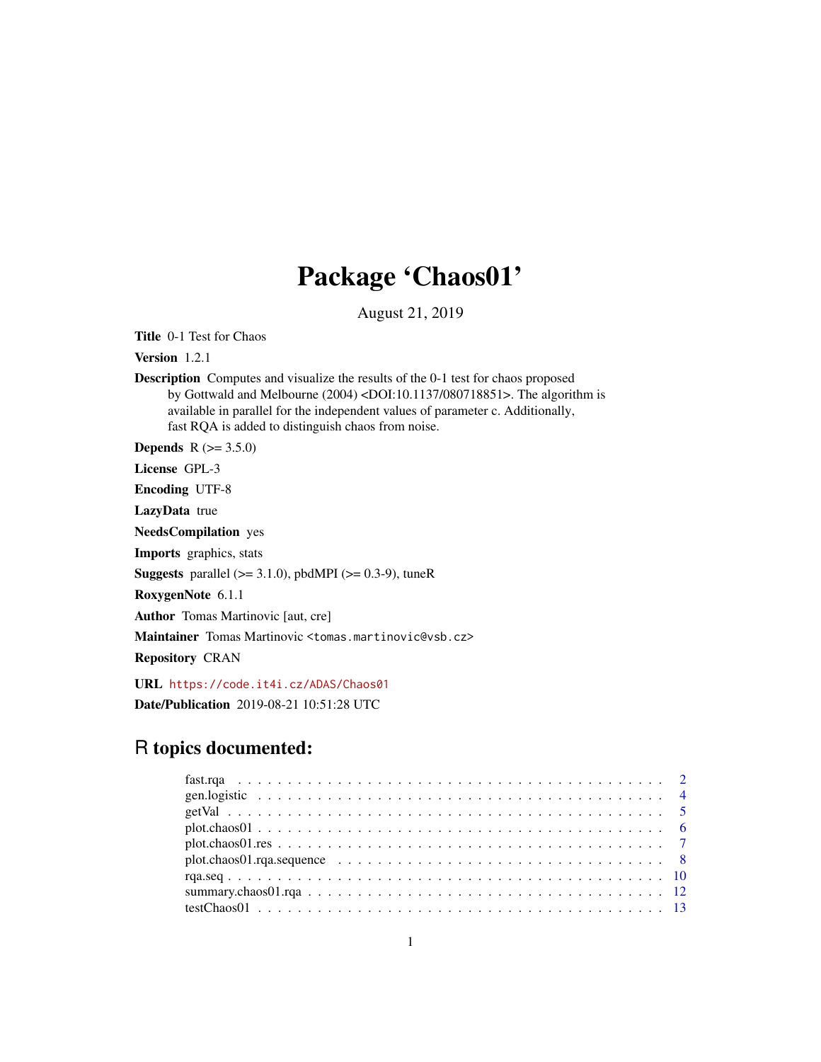# Package 'Chaos01'

August 21, 2019

**Title** 0-1 Test for Chaos

**Version** 1.2.1

**Description** Computes and visualize the results of the 0-1 test for chaos proposed by Gottwald and Melbourne (2004) <DOI:10.1137/080718851>. The algorithm is available in parallel for the independent values of parameter c. Additionally, fast RQA is added to distinguish chaos from noise.

**Depends** R (>= 3.5.0)

**License** GPL-3

**Encoding** UTF-8

**LazyData** true

**NeedsCompilation** yes

**Imports** graphics, stats

**Suggests** parallel (>= 3.1.0), pbdMPI (>= 0.3-9), tuneR

**RoxygenNote** 6.1.1

**Author** Tomas Martinovic [aut, cre]

**Maintainer** Tomas Martinovic <tomas.martinovic@vsb.cz>

**Repository** CRAN

**URL** https://code.it4i.cz/ADAS/Chaos01

**Date/Publication** 2019-08-21 10:51:28 UTC

## R topics documented:

| | |
|---|---|
| fast.rqa | 2 |
| gen.logistic | 4 |
| getVal | 5 |
| plot.chaos01 | 6 |
| plot.chaos01.res | 7 |
| plot.chaos01.rqa.sequence | 8 |
| rqa.seq | 10 |
| summary.chaos01.rqa | 12 |
| testChaos01 | 13 |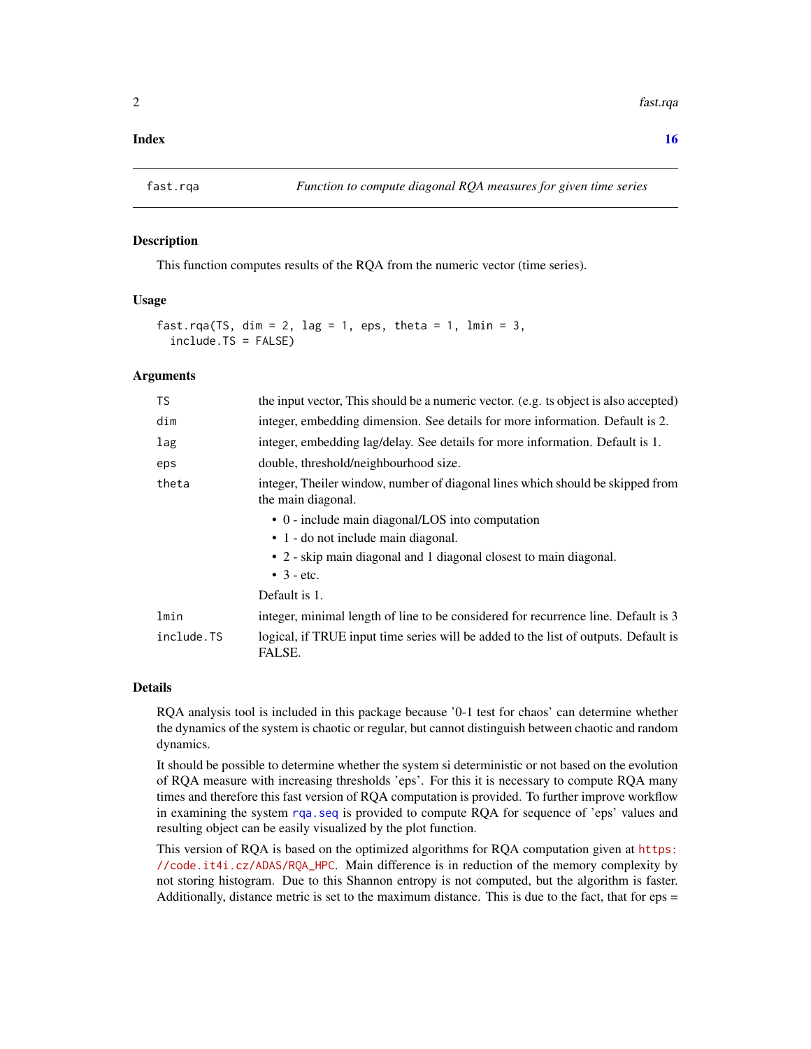**Index** **16**

---

`fast.rqa` *Function to compute diagonal RQA measures for given time series*

---

### Description

This function computes results of the RQA from the numeric vector (time series).

### Usage

```
fast.rqa(TS, dim = 2, lag = 1, eps, theta = 1, lmin = 3,
  include.TS = FALSE)
```

### Arguments

| | |
|---|---|
| `TS` | the input vector, This should be a numeric vector. (e.g. ts object is also accepted) |
| `dim` | integer, embedding dimension. See details for more information. Default is 2. |
| `lag` | integer, embedding lag/delay. See details for more information. Default is 1. |
| `eps` | double, threshold/neighbourhood size. |
| `theta` | integer, Theiler window, number of diagonal lines which should be skipped from the main diagonal.<br>• 0 - include main diagonal/LOS into computation<br>• 1 - do not include main diagonal.<br>• 2 - skip main diagonal and 1 diagonal closest to main diagonal.<br>• 3 - etc.<br>Default is 1. |
| `lmin` | integer, minimal length of line to be considered for recurrence line. Default is 3 |
| `include.TS` | logical, if TRUE input time series will be added to the list of outputs. Default is FALSE. |

### Details

RQA analysis tool is included in this package because '0-1 test for chaos' can determine whether the dynamics of the system is chaotic or regular, but cannot distinguish between chaotic and random dynamics.

It should be possible to determine whether the system si deterministic or not based on the evolution of RQA measure with increasing thresholds 'eps'. For this it is necessary to compute RQA many times and therefore this fast version of RQA computation is provided. To further improve workflow in examining the system `rqa.seq` is provided to compute RQA for sequence of 'eps' values and resulting object can be easily visualized by the plot function.

This version of RQA is based on the optimized algorithms for RQA computation given at `https://code.it4i.cz/ADAS/RQA_HPC`. Main difference is in reduction of the memory complexity by not storing histogram. Due to this Shannon entropy is not computed, but the algorithm is faster. Additionally, distance metric is set to the maximum distance. This is due to the fact, that for eps =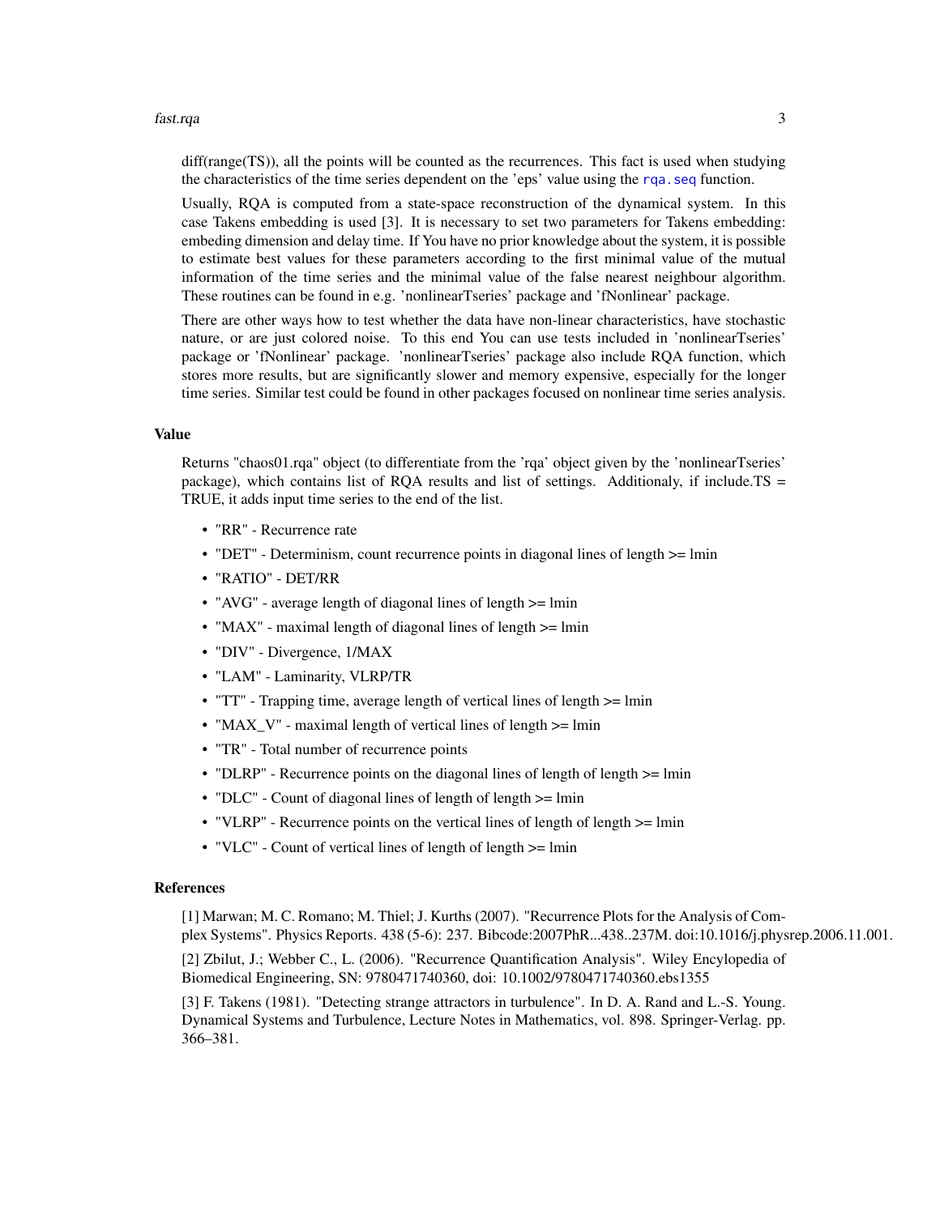diff(range(TS)), all the points will be counted as the recurrences. This fact is used when studying the characteristics of the time series dependent on the 'eps' value using the rqa.seq function.

Usually, RQA is computed from a state-space reconstruction of the dynamical system. In this case Takens embedding is used [3]. It is necessary to set two parameters for Takens embedding: embeding dimension and delay time. If You have no prior knowledge about the system, it is possible to estimate best values for these parameters according to the first minimal value of the mutual information of the time series and the minimal value of the false nearest neighbour algorithm. These routines can be found in e.g. 'nonlinearTseries' package and 'fNonlinear' package.

There are other ways how to test whether the data have non-linear characteristics, have stochastic nature, or are just colored noise. To this end You can use tests included in 'nonlinearTseries' package or 'fNonlinear' package. 'nonlinearTseries' package also include RQA function, which stores more results, but are significantly slower and memory expensive, especially for the longer time series. Similar test could be found in other packages focused on nonlinear time series analysis.

### Value

Returns "chaos01.rqa" object (to differentiate from the 'rqa' object given by the 'nonlinearTseries' package), which contains list of RQA results and list of settings. Additionaly, if include.TS = TRUE, it adds input time series to the end of the list.

- "RR" - Recurrence rate
- "DET" - Determinism, count recurrence points in diagonal lines of length >= lmin
- "RATIO" - DET/RR
- "AVG" - average length of diagonal lines of length >= lmin
- "MAX" - maximal length of diagonal lines of length >= lmin
- "DIV" - Divergence, 1/MAX
- "LAM" - Laminarity, VLRP/TR
- "TT" - Trapping time, average length of vertical lines of length >= lmin
- "MAX_V" - maximal length of vertical lines of length >= lmin
- "TR" - Total number of recurrence points
- "DLRP" - Recurrence points on the diagonal lines of length of length >= lmin
- "DLC" - Count of diagonal lines of length of length >= lmin
- "VLRP" - Recurrence points on the vertical lines of length of length >= lmin
- "VLC" - Count of vertical lines of length of length >= lmin

### References

[1] Marwan; M. C. Romano; M. Thiel; J. Kurths (2007). "Recurrence Plots for the Analysis of Complex Systems". Physics Reports. 438 (5-6): 237. Bibcode:2007PhR...438..237M. doi:10.1016/j.physrep.2006.11.001.

[2] Zbilut, J.; Webber C., L. (2006). "Recurrence Quantification Analysis". Wiley Encyclopedia of Biomedical Engineering, SN: 9780471740360, doi: 10.1002/9780471740360.ebs1355

[3] F. Takens (1981). "Detecting strange attractors in turbulence". In D. A. Rand and L.-S. Young. Dynamical Systems and Turbulence, Lecture Notes in Mathematics, vol. 898. Springer-Verlag. pp. 366–381.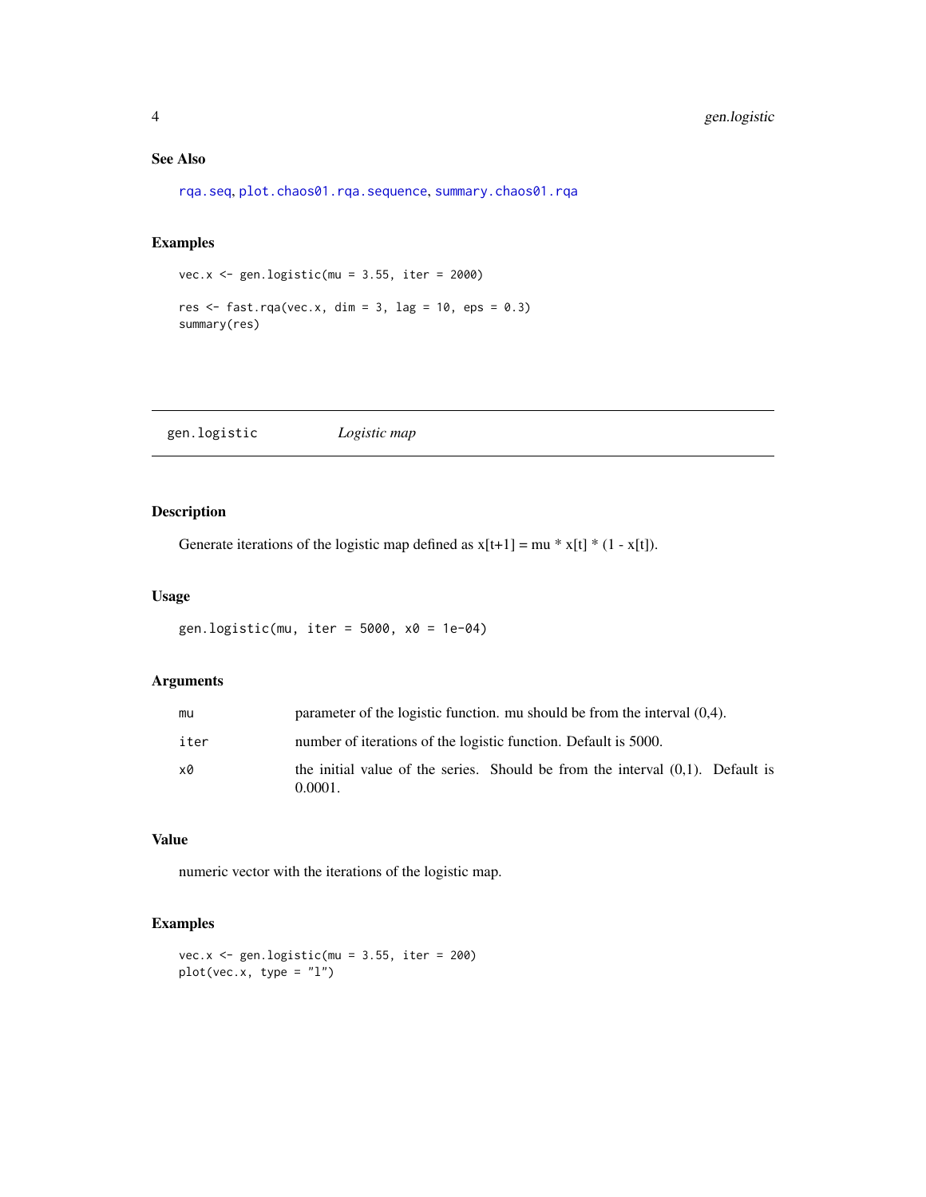### See Also

rqa.seq, plot.chaos01.rqa.sequence, summary.chaos01.rqa

### Examples

```
vec.x <- gen.logistic(mu = 3.55, iter = 2000)

res <- fast.rqa(vec.x, dim = 3, lag = 10, eps = 0.3)
summary(res)
```

---

## gen.logistic *Logistic map*

### Description

Generate iterations of the logistic map defined as x[t+1] = mu * x[t] * (1 - x[t]).

### Usage

```
gen.logistic(mu, iter = 5000, x0 = 1e-04)
```

### Arguments

| | |
|---|---|
| mu | parameter of the logistic function. mu should be from the interval (0,4). |
| iter | number of iterations of the logistic function. Default is 5000. |
| x0 | the initial value of the series. Should be from the interval (0,1). Default is 0.0001. |

### Value

numeric vector with the iterations of the logistic map.

### Examples

```
vec.x <- gen.logistic(mu = 3.55, iter = 200)
plot(vec.x, type = "l")
```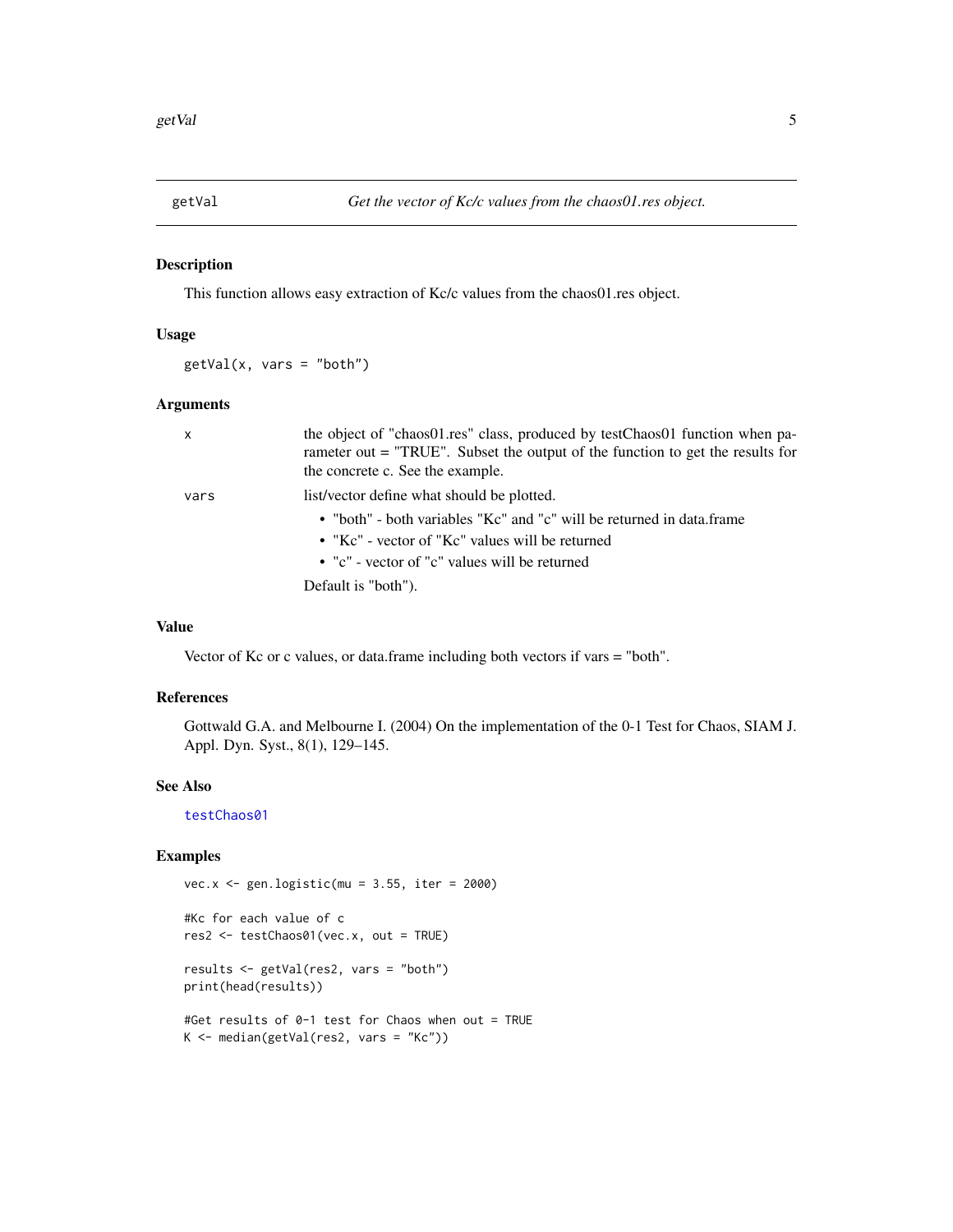## getVal — *Get the vector of Kc/c values from the chaos01.res object.*

### Description

This function allows easy extraction of Kc/c values from the chaos01.res object.

### Usage

```
getVal(x, vars = "both")
```

### Arguments

| | |
|---|---|
| `x` | the object of "chaos01.res" class, produced by testChaos01 function when parameter out = "TRUE". Subset the output of the function to get the results for the concrete c. See the example. |
| `vars` | list/vector define what should be plotted.<br>• "both" - both variables "Kc" and "c" will be returned in data.frame<br>• "Kc" - vector of "Kc" values will be returned<br>• "c" - vector of "c" values will be returned<br>Default is "both"). |

### Value

Vector of Kc or c values, or data.frame including both vectors if vars = "both".

### References

Gottwald G.A. and Melbourne I. (2004) On the implementation of the 0-1 Test for Chaos, SIAM J. Appl. Dyn. Syst., 8(1), 129–145.

### See Also

`testChaos01`

### Examples

```
vec.x <- gen.logistic(mu = 3.55, iter = 2000)

#Kc for each value of c
res2 <- testChaos01(vec.x, out = TRUE)

results <- getVal(res2, vars = "both")
print(head(results))

#Get results of 0-1 test for Chaos when out = TRUE
K <- median(getVal(res2, vars = "Kc"))
```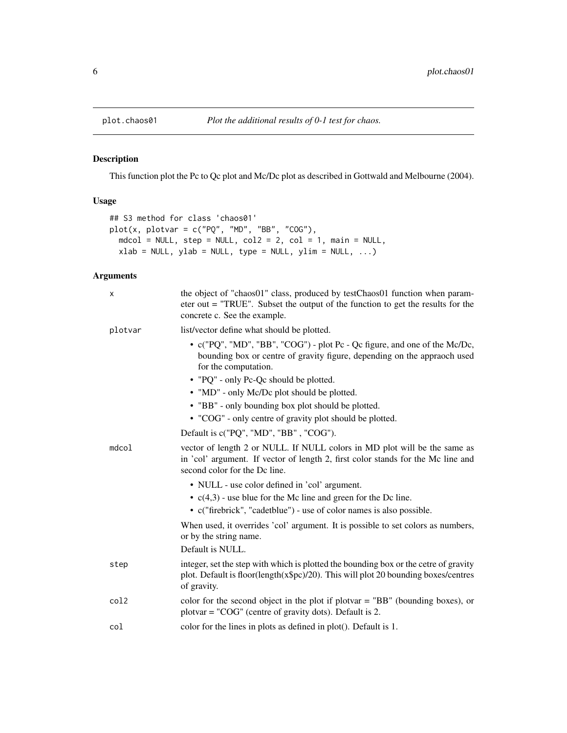# plot.chaos01 — *Plot the additional results of 0-1 test for chaos.*

## Description

This function plot the Pc to Qc plot and Mc/Dc plot as described in Gottwald and Melbourne (2004).

## Usage

```
## S3 method for class 'chaos01'
plot(x, plotvar = c("PQ", "MD", "BB", "COG"),
  mdcol = NULL, step = NULL, col2 = 2, col = 1, main = NULL,
  xlab = NULL, ylab = NULL, type = NULL, ylim = NULL, ...)
```

## Arguments

**x**
the object of "chaos01" class, produced by testChaos01 function when parameter out = "TRUE". Subset the output of the function to get the results for the concrete c. See the example.

**plotvar**
list/vector define what should be plotted.

- c("PQ", "MD", "BB", "COG") - plot Pc - Qc figure, and one of the Mc/Dc, bounding box or centre of gravity figure, depending on the appraoch used for the computation.
- "PQ" - only Pc-Qc should be plotted.
- "MD" - only Mc/Dc plot should be plotted.
- "BB" - only bounding box plot should be plotted.
- "COG" - only centre of gravity plot should be plotted.

Default is c("PQ", "MD", "BB" , "COG").

**mdcol**
vector of length 2 or NULL. If NULL colors in MD plot will be the same as in 'col' argument. If vector of length 2, first color stands for the Mc line and second color for the Dc line.

- NULL - use color defined in 'col' argument.
- c(4,3) - use blue for the Mc line and green for the Dc line.
- c("firebrick", "cadetblue") - use of color names is also possible.

When used, it overrides 'col' argument. It is possible to set colors as numbers, or by the string name.
Default is NULL.

**step**
integer, set the step with which is plotted the bounding box or the cetre of gravity plot. Default is floor(length(x$pc)/20). This will plot 20 bounding boxes/centres of gravity.

**col2**
color for the second object in the plot if plotvar = "BB" (bounding boxes), or plotvar = "COG" (centre of gravity dots). Default is 2.

**col**
color for the lines in plots as defined in plot(). Default is 1.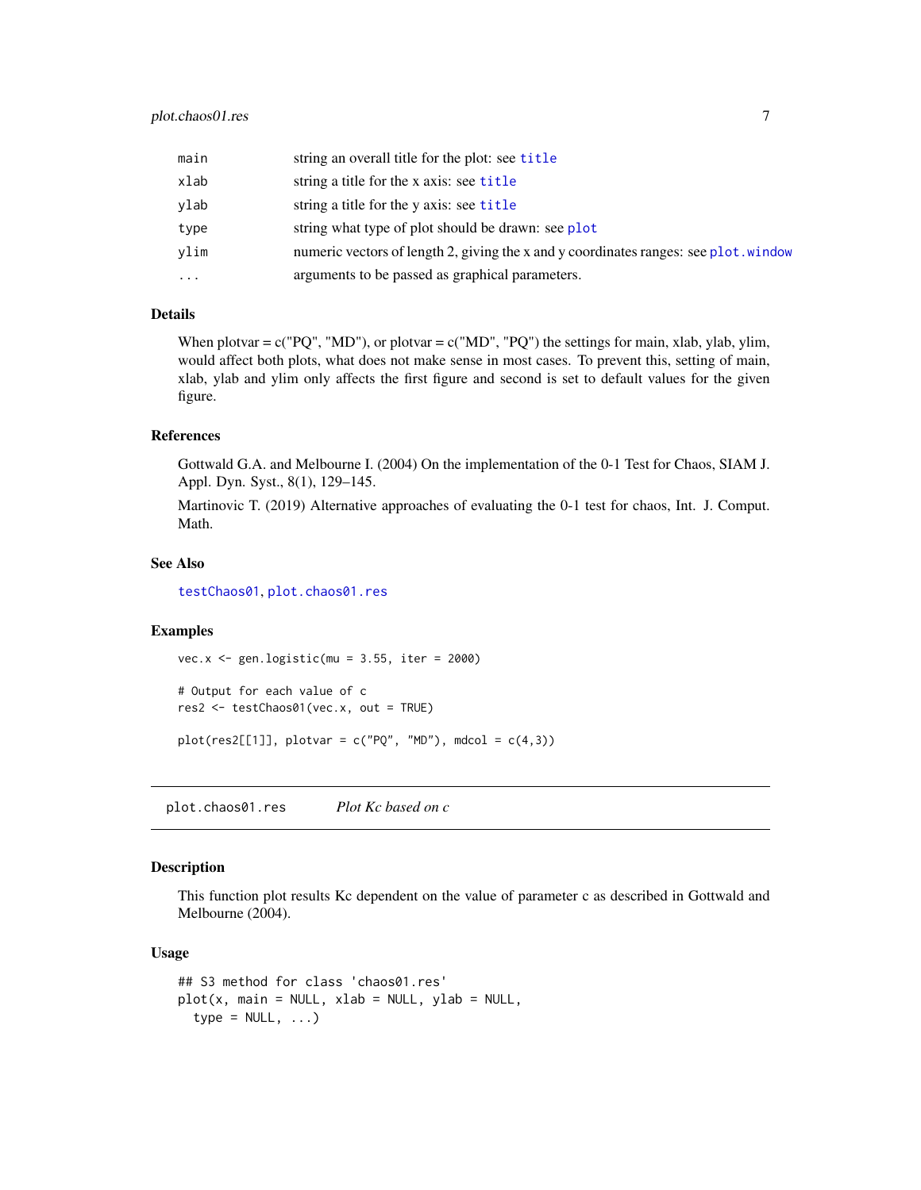| | |
|---|---|
| main | string an overall title for the plot: see title |
| xlab | string a title for the x axis: see title |
| ylab | string a title for the y axis: see title |
| type | string what type of plot should be drawn: see plot |
| ylim | numeric vectors of length 2, giving the x and y coordinates ranges: see plot.window |
| ... | arguments to be passed as graphical parameters. |

### Details

When plotvar = c("PQ", "MD"), or plotvar = c("MD", "PQ") the settings for main, xlab, ylab, ylim, would affect both plots, what does not make sense in most cases. To prevent this, setting of main, xlab, ylab and ylim only affects the first figure and second is set to default values for the given figure.

### References

Gottwald G.A. and Melbourne I. (2004) On the implementation of the 0-1 Test for Chaos, SIAM J. Appl. Dyn. Syst., 8(1), 129–145.

Martinovic T. (2019) Alternative approaches of evaluating the 0-1 test for chaos, Int. J. Comput. Math.

### See Also

testChaos01, plot.chaos01.res

### Examples

```
vec.x <- gen.logistic(mu = 3.55, iter = 2000)

# Output for each value of c
res2 <- testChaos01(vec.x, out = TRUE)

plot(res2[[1]], plotvar = c("PQ", "MD"), mdcol = c(4,3))
```

---

## plot.chaos01.res *Plot Kc based on c*

### Description

This function plot results Kc dependent on the value of parameter c as described in Gottwald and Melbourne (2004).

### Usage

```
## S3 method for class 'chaos01.res'
plot(x, main = NULL, xlab = NULL, ylab = NULL,
  type = NULL, ...)
```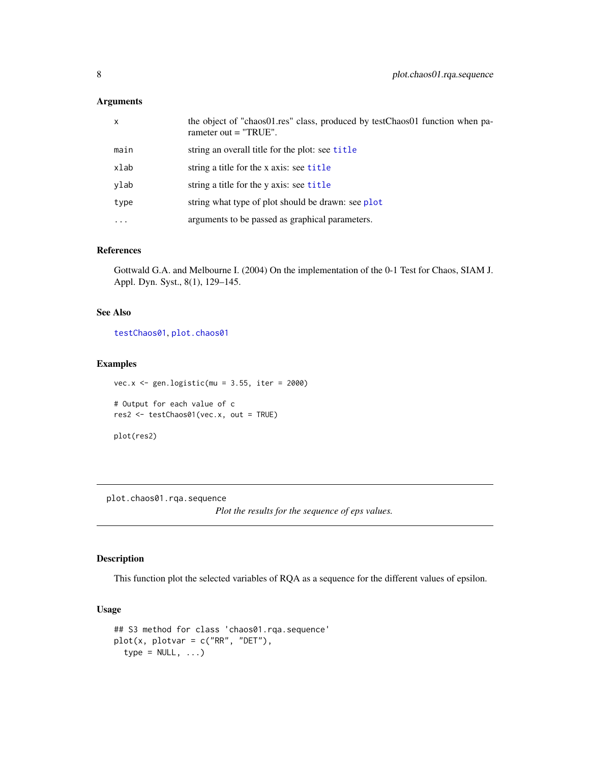### Arguments

| | |
|---|---|
| x | the object of "chaos01.res" class, produced by testChaos01 function when parameter out = "TRUE". |
| main | string an overall title for the plot: see `title` |
| xlab | string a title for the x axis: see `title` |
| ylab | string a title for the y axis: see `title` |
| type | string what type of plot should be drawn: see `plot` |
| ... | arguments to be passed as graphical parameters. |

### References

Gottwald G.A. and Melbourne I. (2004) On the implementation of the 0-1 Test for Chaos, SIAM J. Appl. Dyn. Syst., 8(1), 129–145.

### See Also

`testChaos01`, `plot.chaos01`

### Examples

```
vec.x <- gen.logistic(mu = 3.55, iter = 2000)

# Output for each value of c
res2 <- testChaos01(vec.x, out = TRUE)

plot(res2)
```

---

## plot.chaos01.rqa.sequence

*Plot the results for the sequence of eps values.*

---

### Description

This function plot the selected variables of RQA as a sequence for the different values of epsilon.

### Usage

```
## S3 method for class 'chaos01.rqa.sequence'
plot(x, plotvar = c("RR", "DET"),
  type = NULL, ...)
```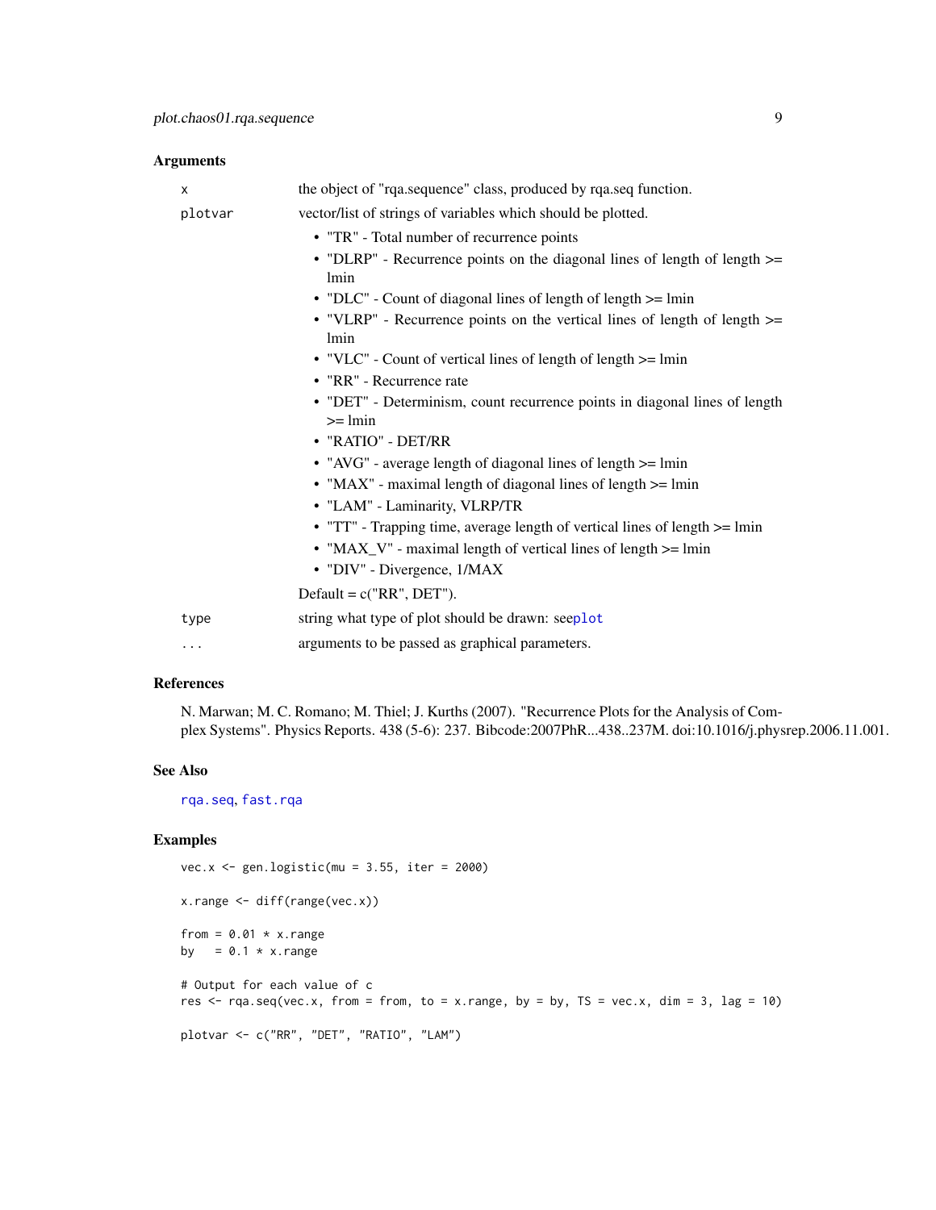### Arguments

| | |
|---|---|
| x | the object of "rqa.sequence" class, produced by rqa.seq function. |
| plotvar | vector/list of strings of variables which should be plotted.<br>• "TR" - Total number of recurrence points<br>• "DLRP" - Recurrence points on the diagonal lines of length of length >= lmin<br>• "DLC" - Count of diagonal lines of length of length >= lmin<br>• "VLRP" - Recurrence points on the vertical lines of length of length >= lmin<br>• "VLC" - Count of vertical lines of length of length >= lmin<br>• "RR" - Recurrence rate<br>• "DET" - Determinism, count recurrence points in diagonal lines of length >= lmin<br>• "RATIO" - DET/RR<br>• "AVG" - average length of diagonal lines of length >= lmin<br>• "MAX" - maximal length of diagonal lines of length >= lmin<br>• "LAM" - Laminarity, VLRP/TR<br>• "TT" - Trapping time, average length of vertical lines of length >= lmin<br>• "MAX_V" - maximal length of vertical lines of length >= lmin<br>• "DIV" - Divergence, 1/MAX<br>Default = c("RR", DET"). |
| type | string what type of plot should be drawn: seeplot |
| ... | arguments to be passed as graphical parameters. |

### References

N. Marwan; M. C. Romano; M. Thiel; J. Kurths (2007). "Recurrence Plots for the Analysis of Complex Systems". Physics Reports. 438 (5-6): 237. Bibcode:2007PhR...438..237M. doi:10.1016/j.physrep.2006.11.001.

### See Also

rqa.seq, fast.rqa

### Examples

```
vec.x <- gen.logistic(mu = 3.55, iter = 2000)

x.range <- diff(range(vec.x))

from = 0.01 * x.range
by   = 0.1 * x.range

# Output for each value of c
res <- rqa.seq(vec.x, from = from, to = x.range, by = by, TS = vec.x, dim = 3, lag = 10)

plotvar <- c("RR", "DET", "RATIO", "LAM")
```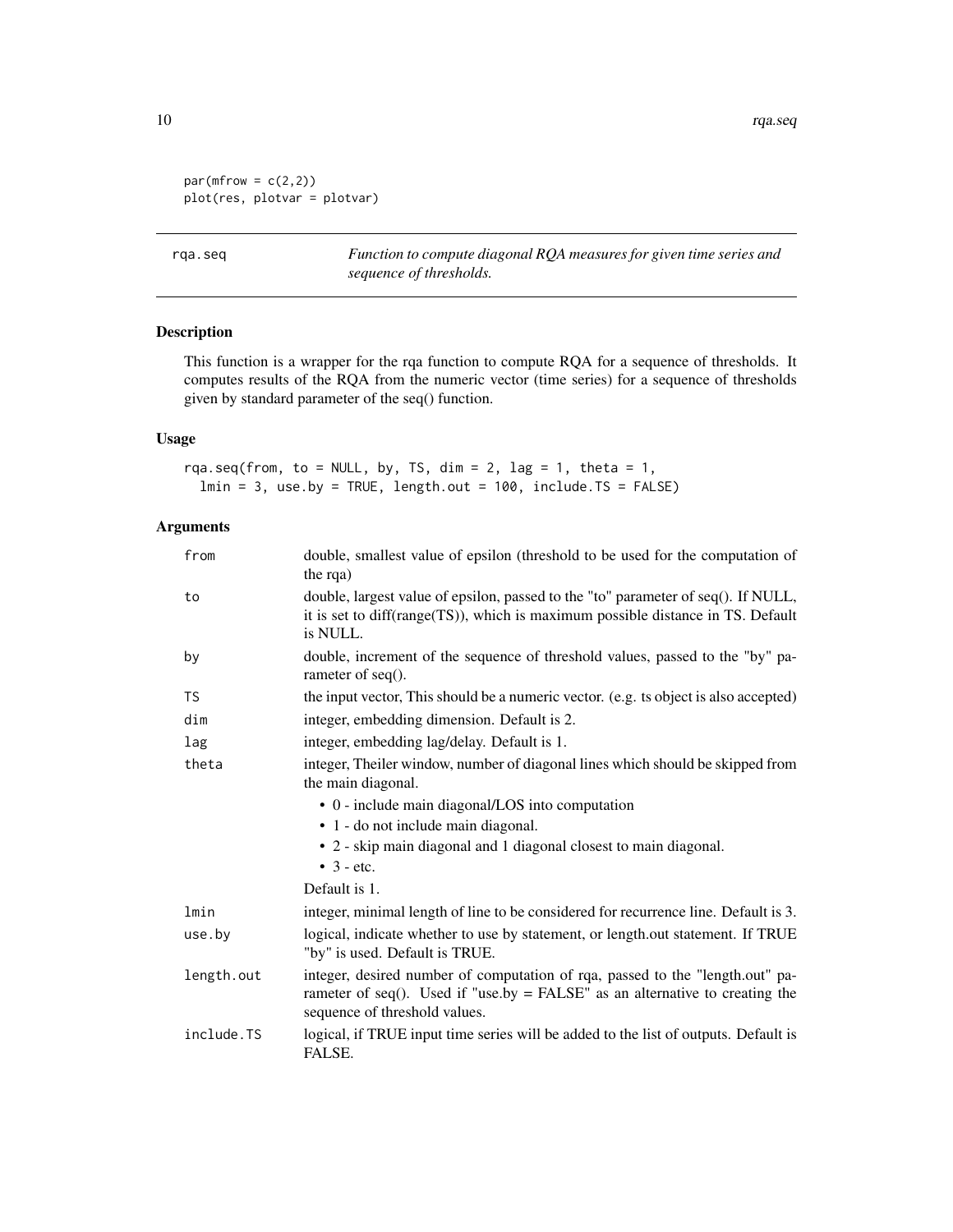```
par(mfrow = c(2,2))
plot(res, plotvar = plotvar)
```

---

rqa.seq — *Function to compute diagonal RQA measures for given time series and sequence of thresholds.*

---

## Description

This function is a wrapper for the rqa function to compute RQA for a sequence of thresholds. It computes results of the RQA from the numeric vector (time series) for a sequence of thresholds given by standard parameter of the seq() function.

## Usage

```
rqa.seq(from, to = NULL, by, TS, dim = 2, lag = 1, theta = 1,
  lmin = 3, use.by = TRUE, length.out = 100, include.TS = FALSE)
```

## Arguments

| Argument | Description |
|---|---|
| `from` | double, smallest value of epsilon (threshold to be used for the computation of the rqa) |
| `to` | double, largest value of epsilon, passed to the "to" parameter of seq(). If NULL, it is set to diff(range(TS)), which is maximum possible distance in TS. Default is NULL. |
| `by` | double, increment of the sequence of threshold values, passed to the "by" parameter of seq(). |
| `TS` | the input vector, This should be a numeric vector. (e.g. ts object is also accepted) |
| `dim` | integer, embedding dimension. Default is 2. |
| `lag` | integer, embedding lag/delay. Default is 1. |
| `theta` | integer, Theiler window, number of diagonal lines which should be skipped from the main diagonal.<br>• 0 - include main diagonal/LOS into computation<br>• 1 - do not include main diagonal.<br>• 2 - skip main diagonal and 1 diagonal closest to main diagonal.<br>• 3 - etc.<br>Default is 1. |
| `lmin` | integer, minimal length of line to be considered for recurrence line. Default is 3. |
| `use.by` | logical, indicate whether to use by statement, or length.out statement. If TRUE "by" is used. Default is TRUE. |
| `length.out` | integer, desired number of computation of rqa, passed to the "length.out" parameter of seq(). Used if "use.by = FALSE" as an alternative to creating the sequence of threshold values. |
| `include.TS` | logical, if TRUE input time series will be added to the list of outputs. Default is FALSE. |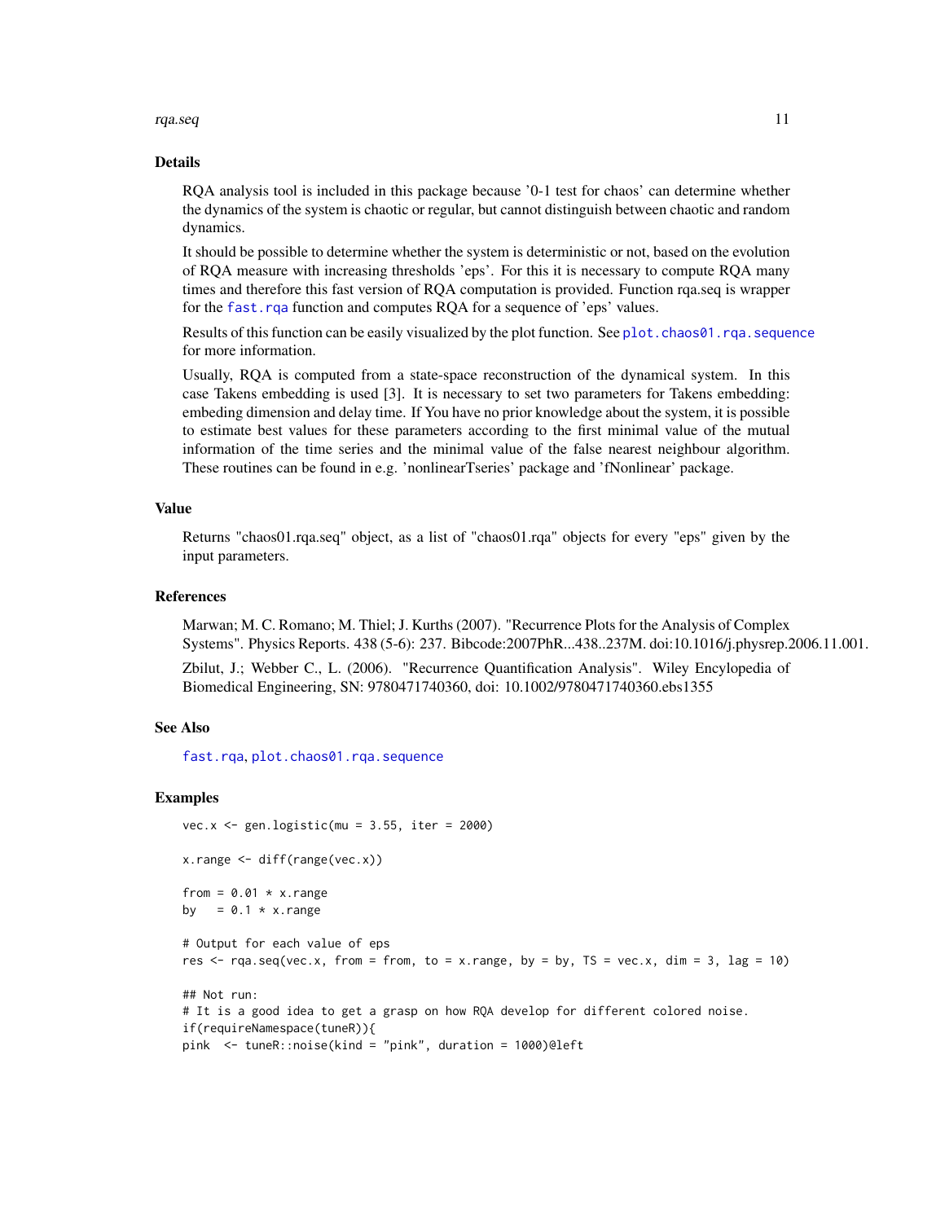## Details

RQA analysis tool is included in this package because '0-1 test for chaos' can determine whether the dynamics of the system is chaotic or regular, but cannot distinguish between chaotic and random dynamics.

It should be possible to determine whether the system is deterministic or not, based on the evolution of RQA measure with increasing thresholds 'eps'. For this it is necessary to compute RQA many times and therefore this fast version of RQA computation is provided. Function rqa.seq is wrapper for the `fast.rqa` function and computes RQA for a sequence of 'eps' values.

Results of this function can be easily visualized by the plot function. See `plot.chaos01.rqa.sequence` for more information.

Usually, RQA is computed from a state-space reconstruction of the dynamical system. In this case Takens embedding is used [3]. It is necessary to set two parameters for Takens embedding: embeding dimension and delay time. If You have no prior knowledge about the system, it is possible to estimate best values for these parameters according to the first minimal value of the mutual information of the time series and the minimal value of the false nearest neighbour algorithm. These routines can be found in e.g. 'nonlinearTseries' package and 'fNonlinear' package.

## Value

Returns "chaos01.rqa.seq" object, as a list of "chaos01.rqa" objects for every "eps" given by the input parameters.

## References

Marwan; M. C. Romano; M. Thiel; J. Kurths (2007). "Recurrence Plots for the Analysis of Complex Systems". Physics Reports. 438 (5-6): 237. Bibcode:2007PhR...438..237M. doi:10.1016/j.physrep.2006.11.001.

Zbilut, J.; Webber C., L. (2006). "Recurrence Quantification Analysis". Wiley Encyclopedia of Biomedical Engineering, SN: 9780471740360, doi: 10.1002/9780471740360.ebs1355

## See Also

`fast.rqa`, `plot.chaos01.rqa.sequence`

## Examples

```
vec.x <- gen.logistic(mu = 3.55, iter = 2000)

x.range <- diff(range(vec.x))

from = 0.01 * x.range
by   = 0.1 * x.range

# Output for each value of eps
res <- rqa.seq(vec.x, from = from, to = x.range, by = by, TS = vec.x, dim = 3, lag = 10)

## Not run:
# It is a good idea to get a grasp on how RQA develop for different colored noise.
if(requireNamespace(tuneR)){
pink  <- tuneR::noise(kind = "pink", duration = 1000)@left
```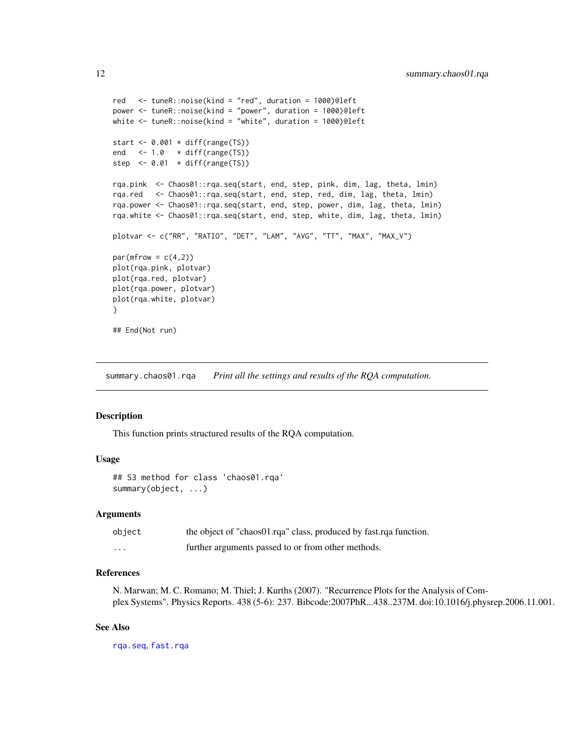```
red   <- tuneR::noise(kind = "red", duration = 1000)@left
power <- tuneR::noise(kind = "power", duration = 1000)@left
white <- tuneR::noise(kind = "white", duration = 1000)@left

start <- 0.001 * diff(range(TS))
end   <- 1.0   * diff(range(TS))
step  <- 0.01  * diff(range(TS))

rqa.pink  <- Chaos01::rqa.seq(start, end, step, pink, dim, lag, theta, lmin)
rqa.red   <- Chaos01::rqa.seq(start, end, step, red, dim, lag, theta, lmin)
rqa.power <- Chaos01::rqa.seq(start, end, step, power, dim, lag, theta, lmin)
rqa.white <- Chaos01::rqa.seq(start, end, step, white, dim, lag, theta, lmin)

plotvar <- c("RR", "RATIO", "DET", "LAM", "AVG", "TT", "MAX", "MAX_V")

par(mfrow = c(4,2))
plot(rqa.pink, plotvar)
plot(rqa.red, plotvar)
plot(rqa.power, plotvar)
plot(rqa.white, plotvar)
}

## End(Not run)
```

## summary.chaos01.rqa — *Print all the settings and results of the RQA computation.*

### Description

This function prints structured results of the RQA computation.

### Usage

```
## S3 method for class 'chaos01.rqa'
summary(object, ...)
```

### Arguments

| | |
|---|---|
| object | the object of "chaos01.rqa" class, produced by fast.rqa function. |
| ... | further arguments passed to or from other methods. |

### References

N. Marwan; M. C. Romano; M. Thiel; J. Kurths (2007). "Recurrence Plots for the Analysis of Complex Systems". Physics Reports. 438 (5-6): 237. Bibcode:2007PhR...438..237M. doi:10.1016/j.physrep.2006.11.001.

### See Also

rqa.seq, fast.rqa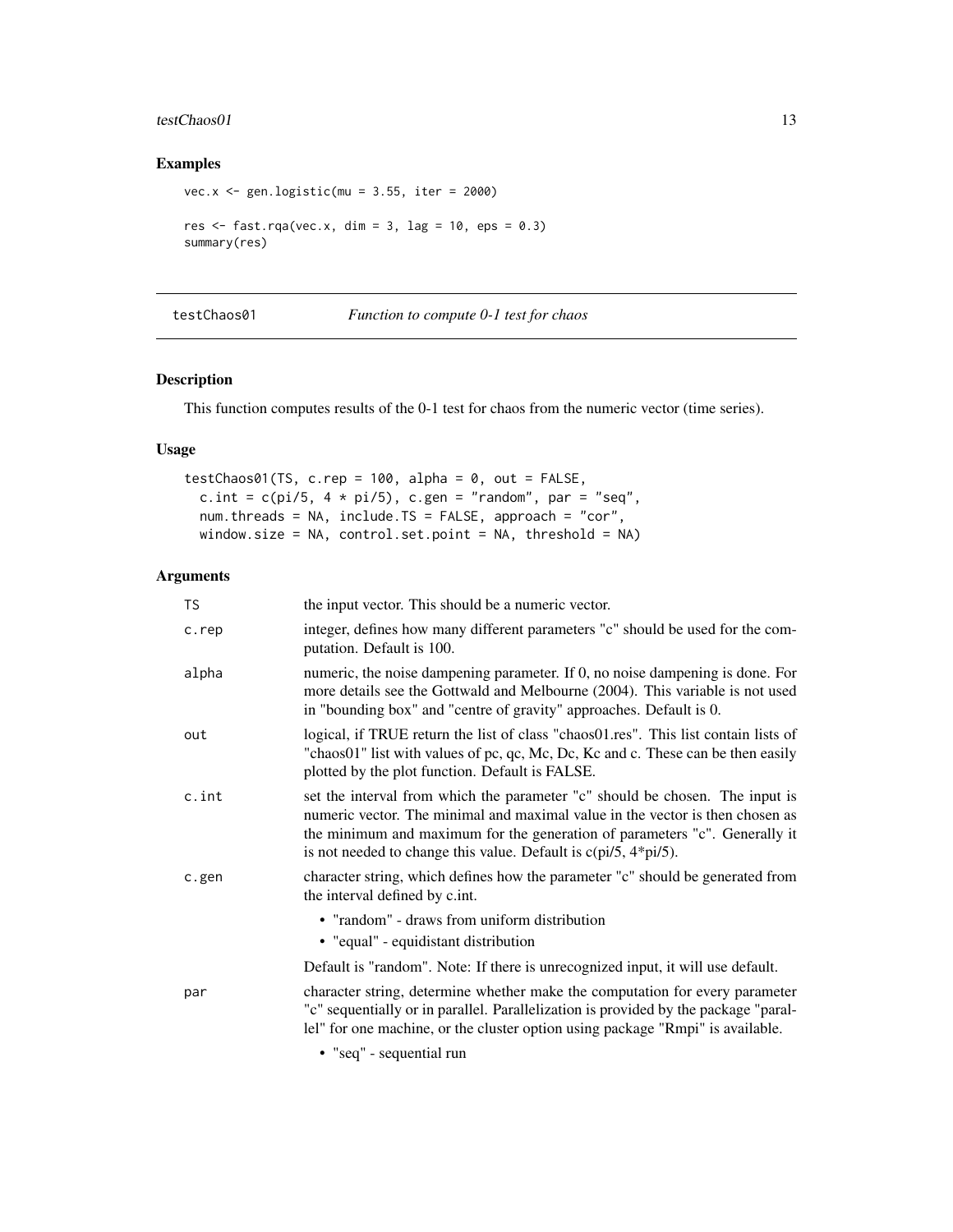### Examples

```
vec.x <- gen.logistic(mu = 3.55, iter = 2000)

res <- fast.rqa(vec.x, dim = 3, lag = 10, eps = 0.3)
summary(res)
```

---

## testChaos01 — *Function to compute 0-1 test for chaos*

---

### Description

This function computes results of the 0-1 test for chaos from the numeric vector (time series).

### Usage

```
testChaos01(TS, c.rep = 100, alpha = 0, out = FALSE,
  c.int = c(pi/5, 4 * pi/5), c.gen = "random", par = "seq",
  num.threads = NA, include.TS = FALSE, approach = "cor",
  window.size = NA, control.set.point = NA, threshold = NA)
```

### Arguments

- `TS` — the input vector. This should be a numeric vector.
- `c.rep` — integer, defines how many different parameters "c" should be used for the computation. Default is 100.
- `alpha` — numeric, the noise dampening parameter. If 0, no noise dampening is done. For more details see the Gottwald and Melbourne (2004). This variable is not used in "bounding box" and "centre of gravity" approaches. Default is 0.
- `out` — logical, if TRUE return the list of class "chaos01.res". This list contain lists of "chaos01" list with values of pc, qc, Mc, Dc, Kc and c. These can be then easily plotted by the plot function. Default is FALSE.
- `c.int` — set the interval from which the parameter "c" should be chosen. The input is numeric vector. The minimal and maximal value in the vector is then chosen as the minimum and maximum for the generation of parameters "c". Generally it is not needed to change this value. Default is c(pi/5, 4*pi/5).
- `c.gen` — character string, which defines how the parameter "c" should be generated from the interval defined by c.int.
  - "random" - draws from uniform distribution
  - "equal" - equidistant distribution

  Default is "random". Note: If there is unrecognized input, it will use default.
- `par` — character string, determine whether make the computation for every parameter "c" sequentially or in parallel. Parallelization is provided by the package "parallel" for one machine, or the cluster option using package "Rmpi" is available.
  - "seq" - sequential run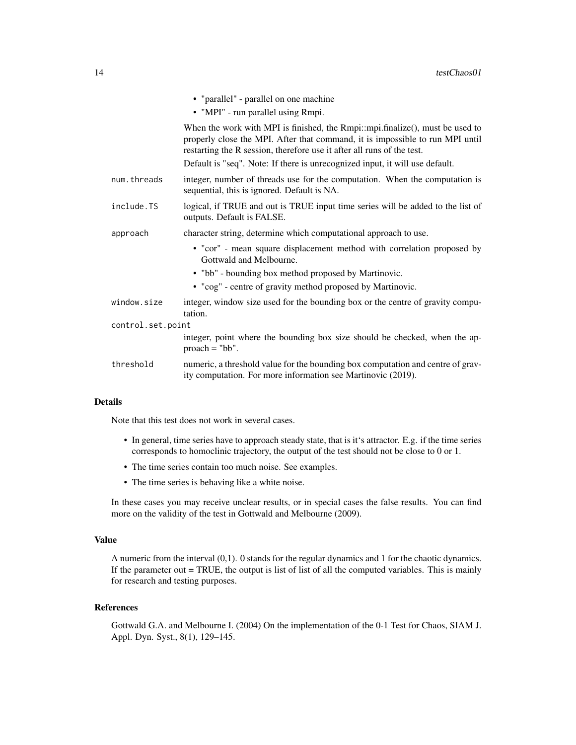- "parallel" - parallel on one machine
- "MPI" - run parallel using Rmpi.

  When the work with MPI is finished, the Rmpi::mpi.finalize(), must be used to properly close the MPI. After that command, it is impossible to run MPI until restarting the R session, therefore use it after all runs of the test.

  Default is "seq". Note: If there is unrecognized input, it will use default.

`num.threads` integer, number of threads use for the computation. When the computation is sequential, this is ignored. Default is NA.

`include.TS` logical, if TRUE and out is TRUE input time series will be added to the list of outputs. Default is FALSE.

`approach` character string, determine which computational approach to use.

- "cor" - mean square displacement method with correlation proposed by Gottwald and Melbourne.
- "bb" - bounding box method proposed by Martinovic.
- "cog" - centre of gravity method proposed by Martinovic.

`window.size` integer, window size used for the bounding box or the centre of gravity computation.

`control.set.point` integer, point where the bounding box size should be checked, when the approach = "bb".

`threshold` numeric, a threshold value for the bounding box computation and centre of gravity computation. For more information see Martinovic (2019).

### Details

Note that this test does not work in several cases.

- In general, time series have to approach steady state, that is it's attractor. E.g. if the time series corresponds to homoclinic trajectory, the output of the test should not be close to 0 or 1.
- The time series contain too much noise. See examples.
- The time series is behaving like a white noise.

In these cases you may receive unclear results, or in special cases the false results. You can find more on the validity of the test in Gottwald and Melbourne (2009).

### Value

A numeric from the interval (0,1). 0 stands for the regular dynamics and 1 for the chaotic dynamics. If the parameter out = TRUE, the output is list of list of all the computed variables. This is mainly for research and testing purposes.

### References

Gottwald G.A. and Melbourne I. (2004) On the implementation of the 0-1 Test for Chaos, SIAM J. Appl. Dyn. Syst., 8(1), 129–145.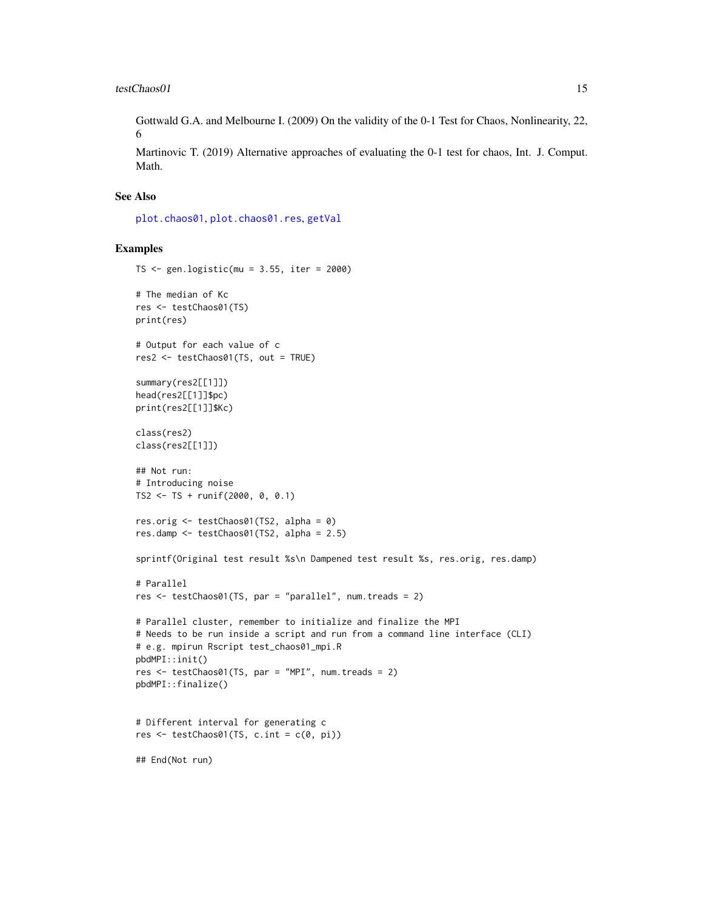Gottwald G.A. and Melbourne I. (2009) On the validity of the 0-1 Test for Chaos, Nonlinearity, 22, 6

Martinovic T. (2019) Alternative approaches of evaluating the 0-1 test for chaos, Int. J. Comput. Math.

## See Also

plot.chaos01, plot.chaos01.res, getVal

## Examples

```
TS <- gen.logistic(mu = 3.55, iter = 2000)

# The median of Kc
res <- testChaos01(TS)
print(res)

# Output for each value of c
res2 <- testChaos01(TS, out = TRUE)

summary(res2[[1]])
head(res2[[1]]$pc)
print(res2[[1]]$Kc)

class(res2)
class(res2[[1]])

## Not run:
# Introducing noise
TS2 <- TS + runif(2000, 0, 0.1)

res.orig <- testChaos01(TS2, alpha = 0)
res.damp <- testChaos01(TS2, alpha = 2.5)

sprintf(Original test result %s\n Dampened test result %s, res.orig, res.damp)

# Parallel
res <- testChaos01(TS, par = "parallel", num.treads = 2)

# Parallel cluster, remember to initialize and finalize the MPI
# Needs to be run inside a script and run from a command line interface (CLI)
# e.g. mpirun Rscript test_chaos01_mpi.R
pbdMPI::init()
res <- testChaos01(TS, par = "MPI", num.treads = 2)
pbdMPI::finalize()


# Different interval for generating c
res <- testChaos01(TS, c.int = c(0, pi))

## End(Not run)
```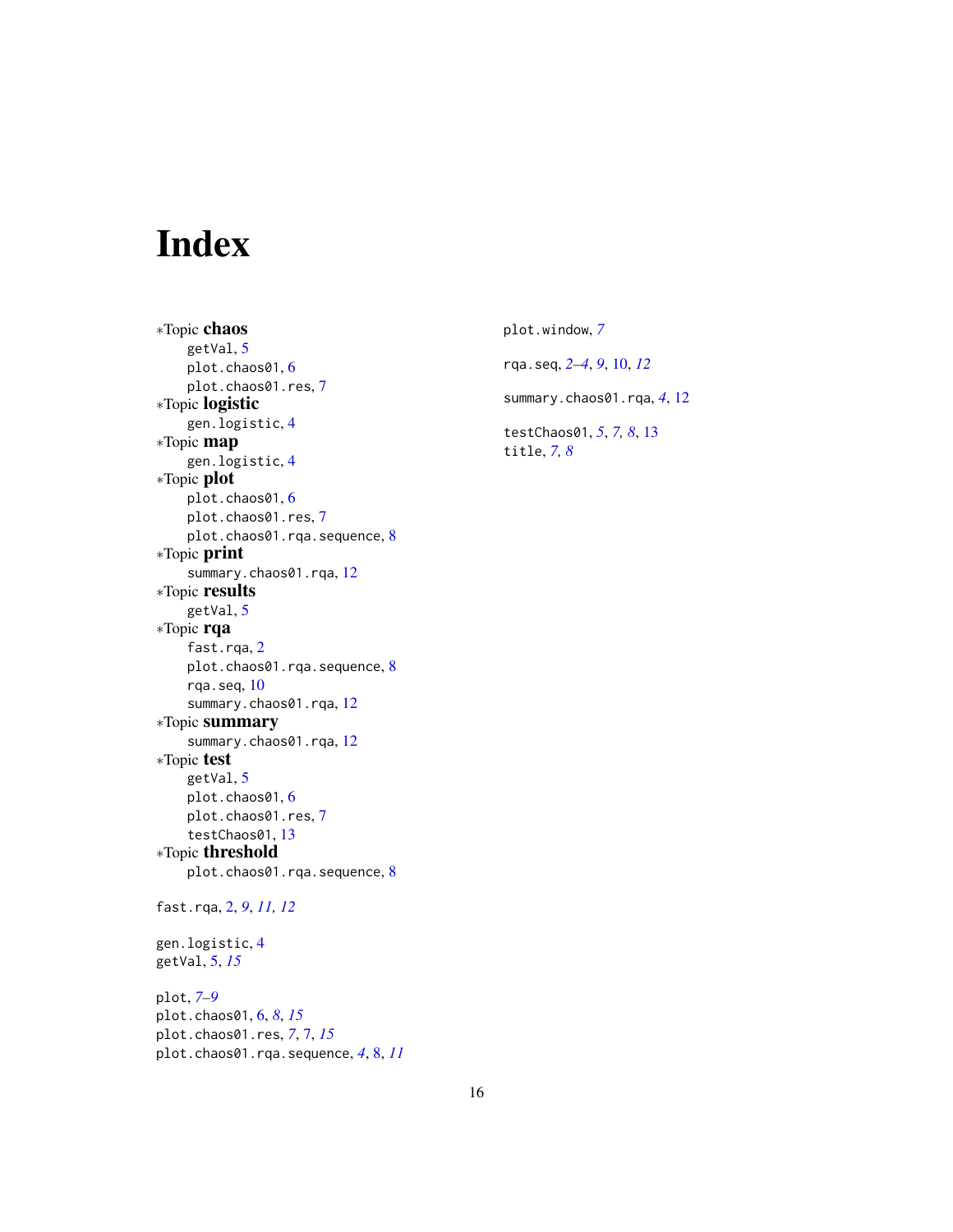# Index

∗Topic **chaos**
- getVal, 5
- plot.chaos01, 6
- plot.chaos01.res, 7

∗Topic **logistic**
- gen.logistic, 4

∗Topic **map**
- gen.logistic, 4

∗Topic **plot**
- plot.chaos01, 6
- plot.chaos01.res, 7
- plot.chaos01.rqa.sequence, 8

∗Topic **print**
- summary.chaos01.rqa, 12

∗Topic **results**
- getVal, 5

∗Topic **rqa**
- fast.rqa, 2
- plot.chaos01.rqa.sequence, 8
- rqa.seq, 10
- summary.chaos01.rqa, 12

∗Topic **summary**
- summary.chaos01.rqa, 12

∗Topic **test**
- getVal, 5
- plot.chaos01, 6
- plot.chaos01.res, 7
- testChaos01, 13

∗Topic **threshold**
- plot.chaos01.rqa.sequence, 8

fast.rqa, 2, *9*, *11, 12*

gen.logistic, 4
getVal, 5, *15*

plot, *7–9*
plot.chaos01, 6, *8*, *15*
plot.chaos01.res, *7*, 7, *15*
plot.chaos01.rqa.sequence, *4*, 8, *11*
plot.window, *7*

rqa.seq, *2–4*, *9*, 10, *12*

summary.chaos01.rqa, *4*, 12

testChaos01, *5*, *7, 8*, 13
title, *7, 8*